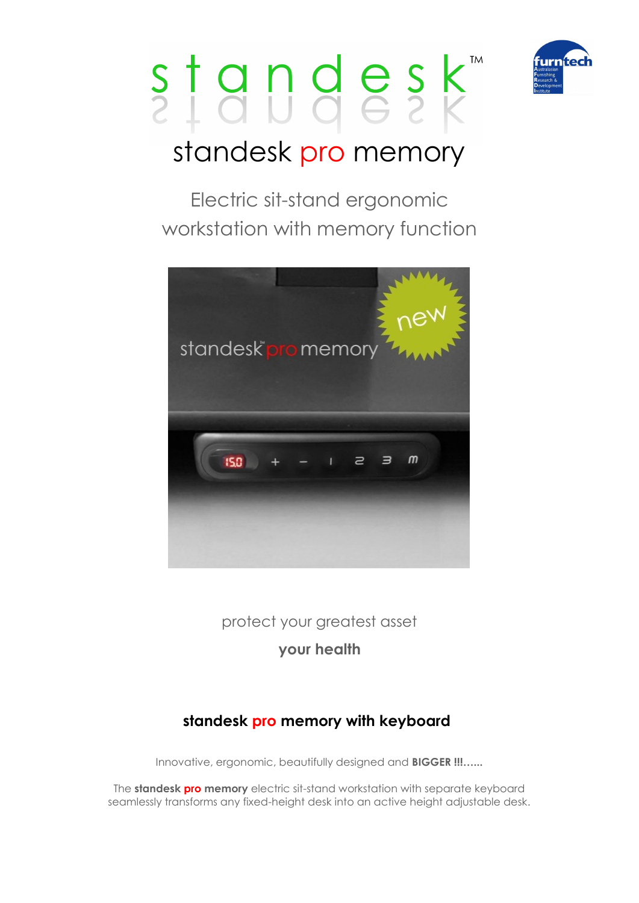# standesk™

## standesk pro memory

Electric sit-stand ergonomic workstation with memory function

protect your greatest asset

**your health**

### standesk pro memory with keyboard

Innovative, ergonomic, beautifully designed and **BIGGER !!!……**

The **standesk pro memory** electric sit-stand workstation with separate keyboard seamlessly transforms any fixed-height desk into an active height adjustable desk.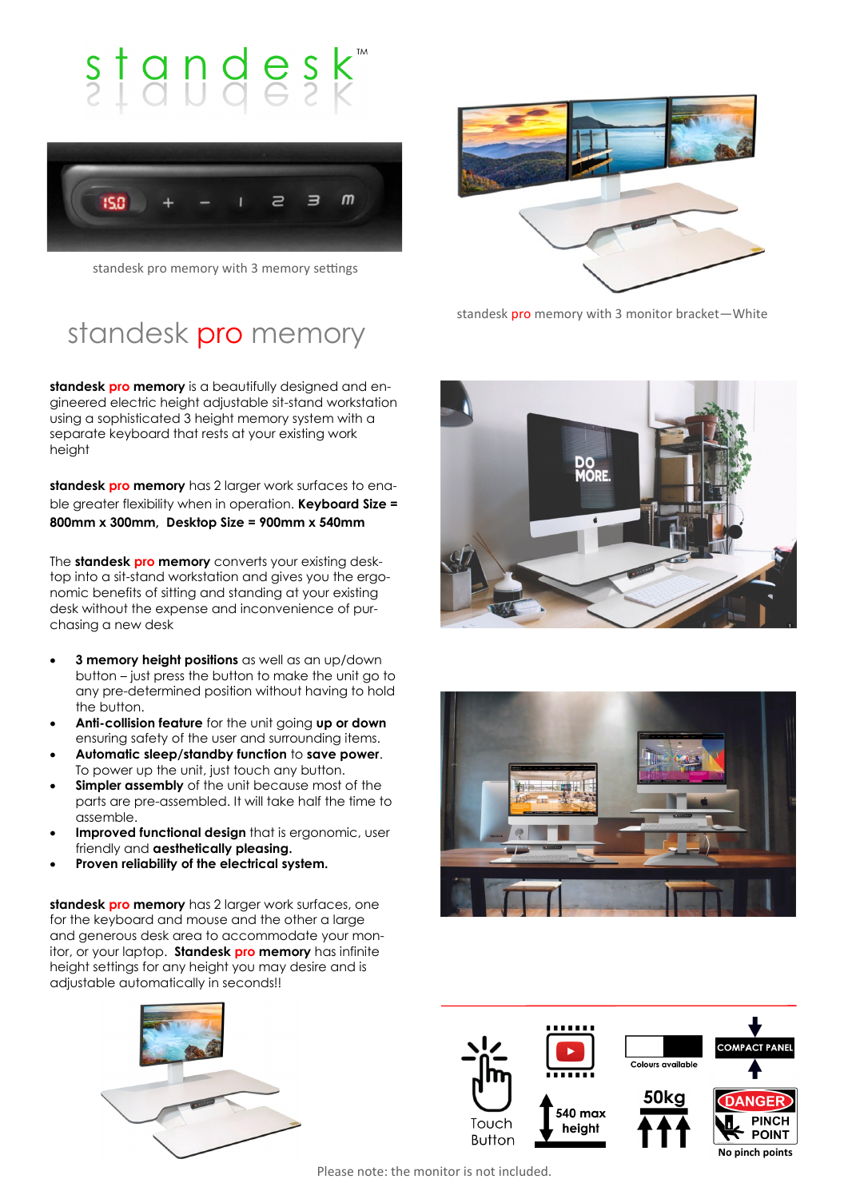# standesk™

standesk pro memory with 3 memory settings

standesk pro memory with 3 monitor bracket—White

## standesk pro memory

**standesk pro memory** is a beautifully designed and engineered electric height adjustable sit-stand workstation using a sophisticated 3 height memory system with a separate keyboard that rests at your existing work height

**standesk pro memory** has 2 larger work surfaces to enable greater flexibility when in operation. **Keyboard Size = 800mm x 300mm, Desktop Size = 900mm x 540mm**

The **standesk pro memory** converts your existing desktop into a sit-stand workstation and gives you the ergonomic benefits of sitting and standing at your existing desk without the expense and inconvenience of purchasing a new desk

- **3 memory height positions** as well as an up/down button – just press the button to make the unit go to any pre-determined position without having to hold the button.
- **Anti-collision feature** for the unit going **up or down** ensuring safety of the user and surrounding items.
- **Automatic sleep/standby function** to **save power**. To power up the unit, just touch any button.
- **Simpler assembly** of the unit because most of the parts are pre-assembled. It will take half the time to assemble.
- **Improved functional design** that is ergonomic, user friendly and **aesthetically pleasing.**
- **Proven reliability of the electrical system.**

**standesk pro memory** has 2 larger work surfaces, one for the keyboard and mouse and the other a large and generous desk area to accommodate your monitor, or your laptop. **Standesk pro memory** has infinite height settings for any height you may desire and is adjustable automatically in seconds!!

Touch Button

540 max height

Colours available

50kg

COMPACT PANEL

DANGER PINCH POINT

No pinch points

Please note: the monitor is not included.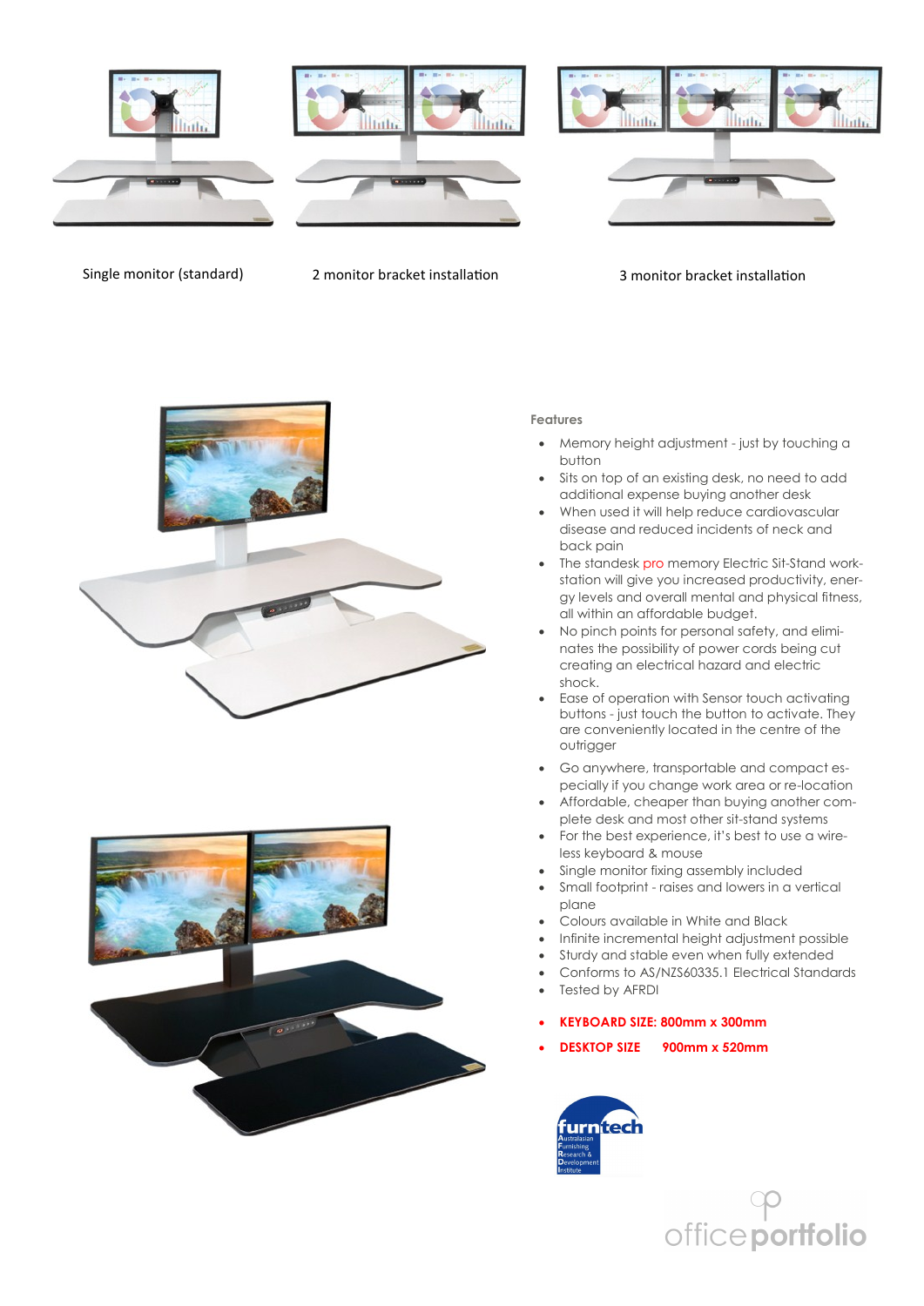Single monitor (standard)

2 monitor bracket installation

3 monitor bracket installation

### Features

- Memory height adjustment - just by touching a button
- Sits on top of an existing desk, no need to add additional expense buying another desk
- When used it will help reduce cardiovascular disease and reduced incidents of neck and back pain
- The standesk pro memory Electric Sit-Stand workstation will give you increased productivity, energy levels and overall mental and physical fitness, all within an affordable budget.
- No pinch points for personal safety, and eliminates the possibility of power cords being cut creating an electrical hazard and electric shock.
- Ease of operation with Sensor touch activating buttons - just touch the button to activate. They are conveniently located in the centre of the outrigger
- Go anywhere, transportable and compact especially if you change work area or re-location
- Affordable, cheaper than buying another complete desk and most other sit-stand systems
- For the best experience, it's best to use a wireless keyboard & mouse
- Single monitor fixing assembly included
- Small footprint - raises and lowers in a vertical plane
- Colours available in White and Black
- Infinite incremental height adjustment possible
- Sturdy and stable even when fully extended
- Conforms to AS/NZS60335.1 Electrical Standards
- Tested by AFRDI

- **KEYBOARD SIZE: 800mm x 300mm**
- **DESKTOP SIZE 900mm x 520mm**

furntech Australasian Furnishing Research & Development Institute

officeportfolio